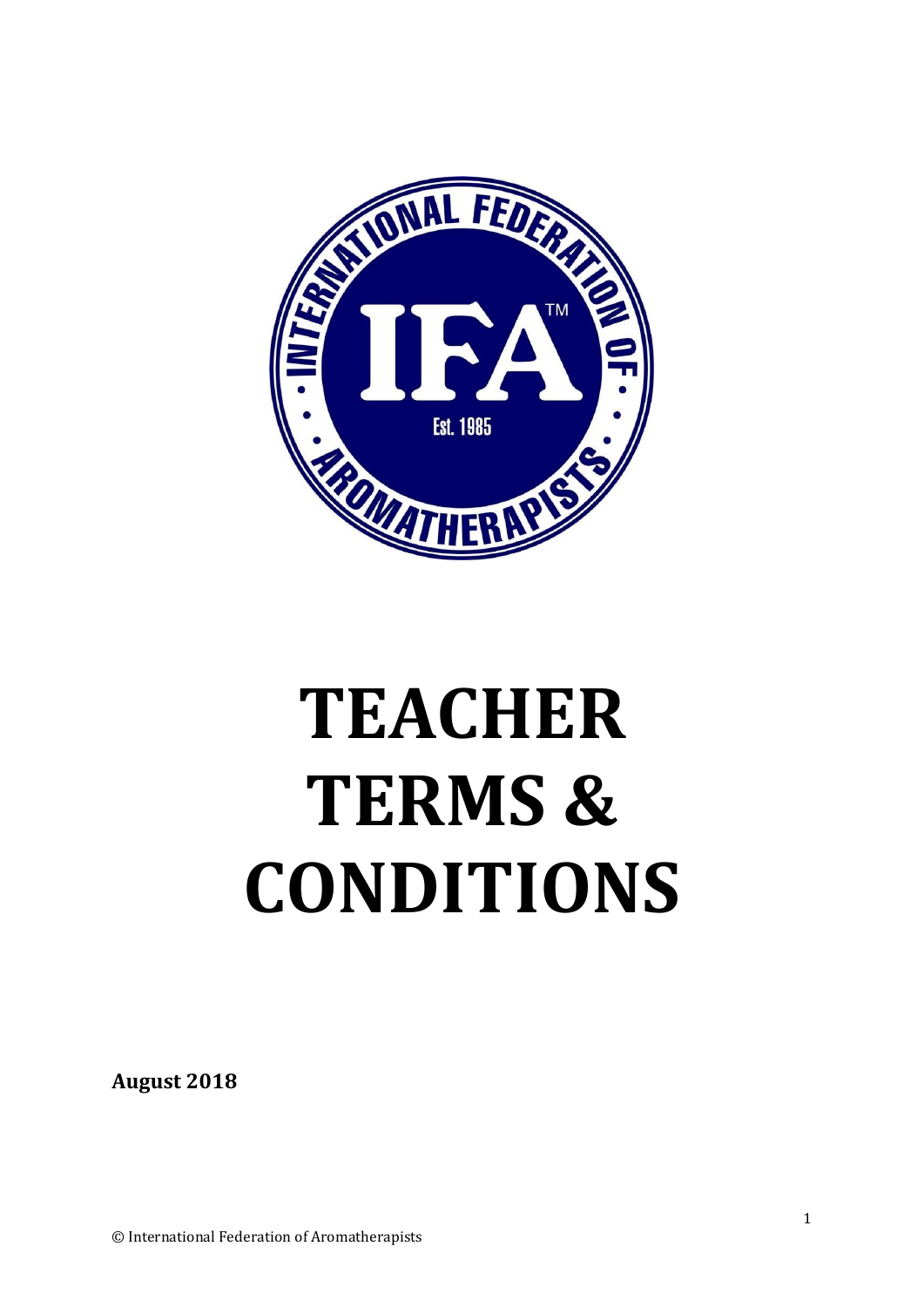# TEACHER TERMS & CONDITIONS

**August 2018**

© International Federation of Aromatherapists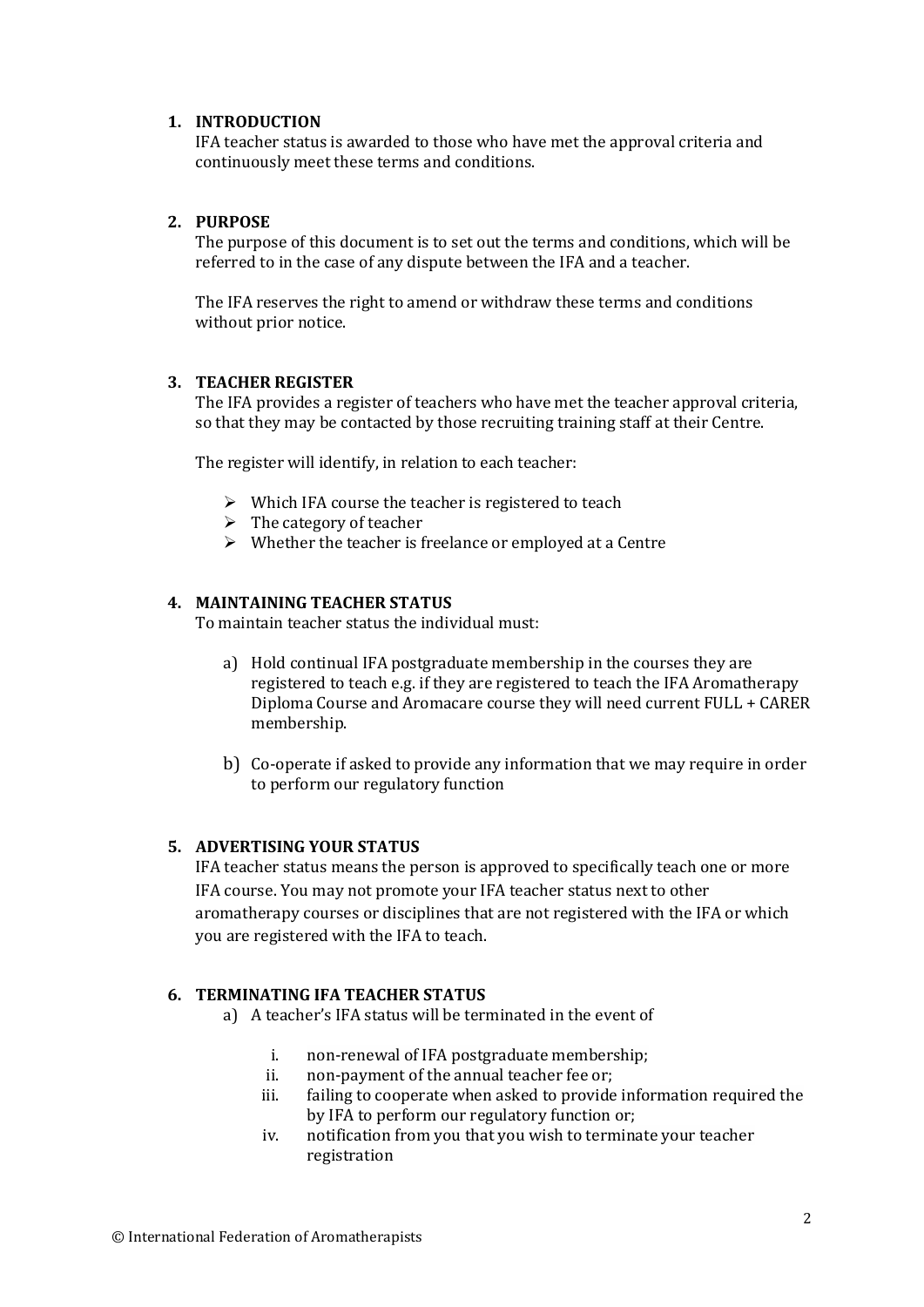## 1. INTRODUCTION

IFA teacher status is awarded to those who have met the approval criteria and continuously meet these terms and conditions.

## 2. PURPOSE

The purpose of this document is to set out the terms and conditions, which will be referred to in the case of any dispute between the IFA and a teacher.

The IFA reserves the right to amend or withdraw these terms and conditions without prior notice.

## 3. TEACHER REGISTER

The IFA provides a register of teachers who have met the teacher approval criteria, so that they may be contacted by those recruiting training staff at their Centre.

The register will identify, in relation to each teacher:

- Which IFA course the teacher is registered to teach
- The category of teacher
- Whether the teacher is freelance or employed at a Centre

## 4. MAINTAINING TEACHER STATUS

To maintain teacher status the individual must:

a) Hold continual IFA postgraduate membership in the courses they are registered to teach e.g. if they are registered to teach the IFA Aromatherapy Diploma Course and Aromacare course they will need current FULL + CARER membership.

b) Co-operate if asked to provide any information that we may require in order to perform our regulatory function

## 5. ADVERTISING YOUR STATUS

IFA teacher status means the person is approved to specifically teach one or more IFA course. You may not promote your IFA teacher status next to other aromatherapy courses or disciplines that are not registered with the IFA or which you are registered with the IFA to teach.

## 6. TERMINATING IFA TEACHER STATUS

a) A teacher's IFA status will be terminated in the event of

   i. non-renewal of IFA postgraduate membership;
   ii. non-payment of the annual teacher fee or;
   iii. failing to cooperate when asked to provide information required the by IFA to perform our regulatory function or;
   iv. notification from you that you wish to terminate your teacher registration

© International Federation of Aromatherapists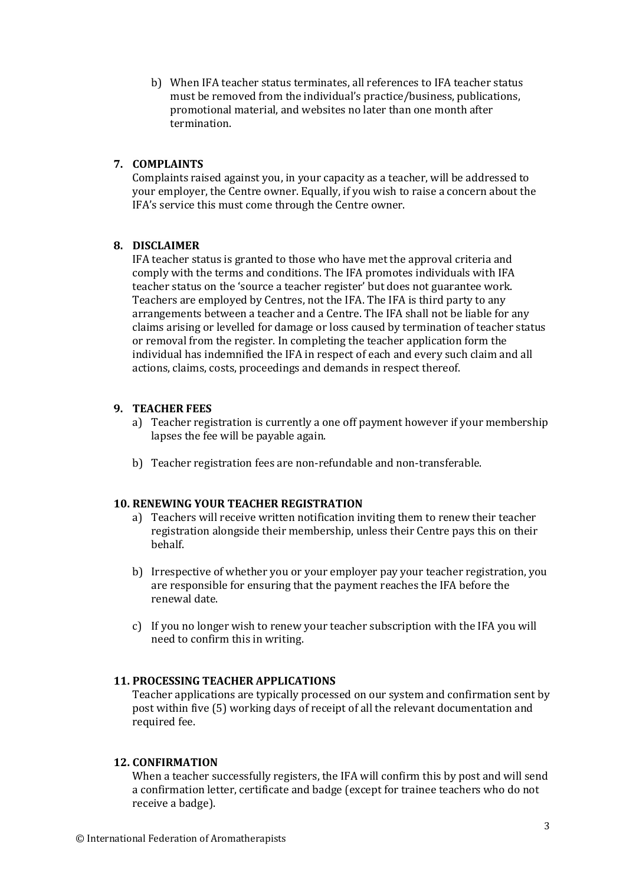b) When IFA teacher status terminates, all references to IFA teacher status must be removed from the individual's practice/business, publications, promotional material, and websites no later than one month after termination.

## 7. COMPLAINTS

Complaints raised against you, in your capacity as a teacher, will be addressed to your employer, the Centre owner. Equally, if you wish to raise a concern about the IFA's service this must come through the Centre owner.

## 8. DISCLAIMER

IFA teacher status is granted to those who have met the approval criteria and comply with the terms and conditions. The IFA promotes individuals with IFA teacher status on the 'source a teacher register' but does not guarantee work. Teachers are employed by Centres, not the IFA. The IFA is third party to any arrangements between a teacher and a Centre. The IFA shall not be liable for any claims arising or levelled for damage or loss caused by termination of teacher status or removal from the register. In completing the teacher application form the individual has indemnified the IFA in respect of each and every such claim and all actions, claims, costs, proceedings and demands in respect thereof.

## 9. TEACHER FEES

a) Teacher registration is currently a one off payment however if your membership lapses the fee will be payable again.

b) Teacher registration fees are non-refundable and non-transferable.

## 10. RENEWING YOUR TEACHER REGISTRATION

a) Teachers will receive written notification inviting them to renew their teacher registration alongside their membership, unless their Centre pays this on their behalf.

b) Irrespective of whether you or your employer pay your teacher registration, you are responsible for ensuring that the payment reaches the IFA before the renewal date.

c) If you no longer wish to renew your teacher subscription with the IFA you will need to confirm this in writing.

## 11. PROCESSING TEACHER APPLICATIONS

Teacher applications are typically processed on our system and confirmation sent by post within five (5) working days of receipt of all the relevant documentation and required fee.

## 12. CONFIRMATION

When a teacher successfully registers, the IFA will confirm this by post and will send a confirmation letter, certificate and badge (except for trainee teachers who do not receive a badge).

© International Federation of Aromatherapists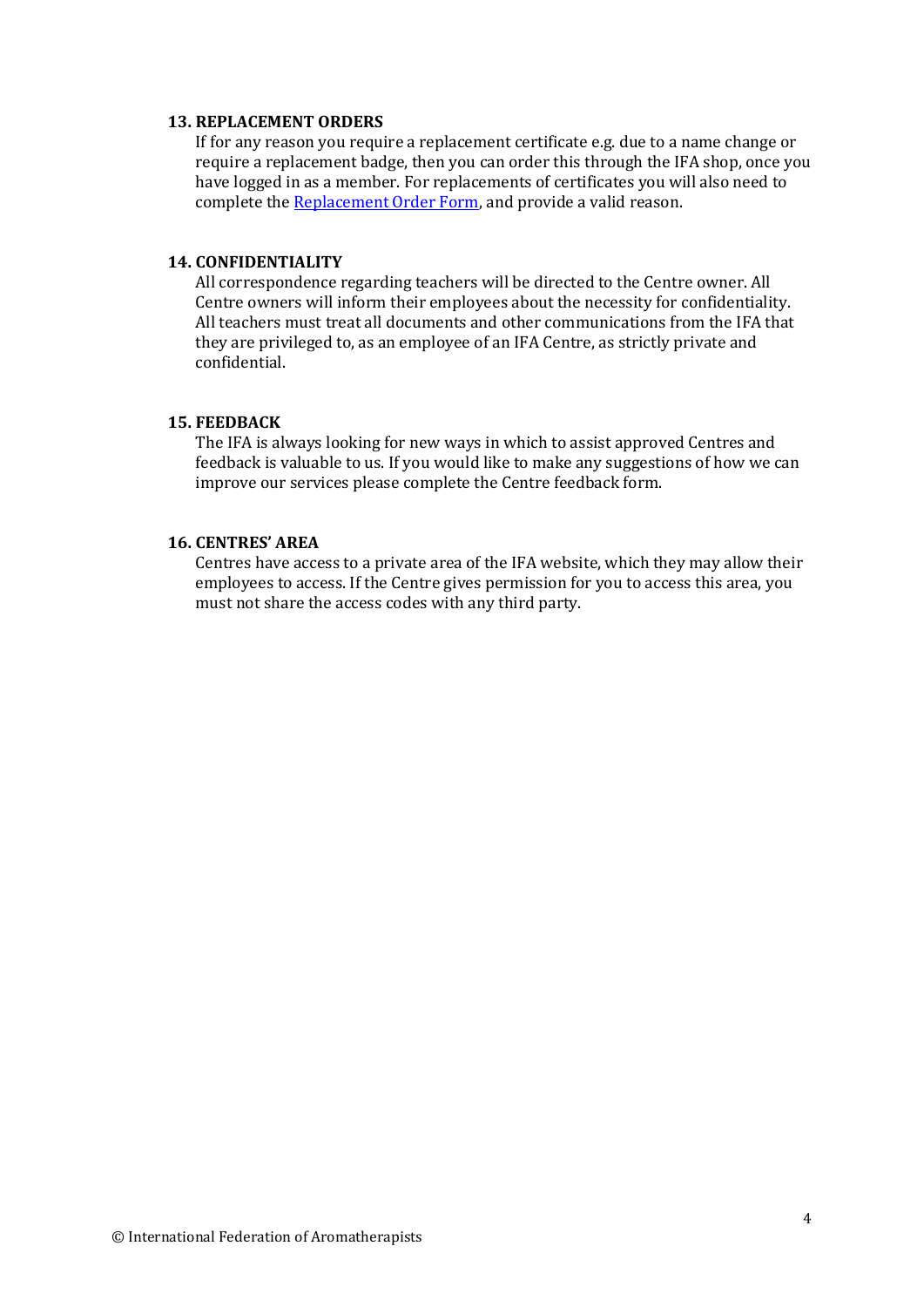**13. REPLACEMENT ORDERS**

If for any reason you require a replacement certificate e.g. due to a name change or require a replacement badge, then you can order this through the IFA shop, once you have logged in as a member. For replacements of certificates you will also need to complete the Replacement Order Form, and provide a valid reason.

**14. CONFIDENTIALITY**

All correspondence regarding teachers will be directed to the Centre owner. All Centre owners will inform their employees about the necessity for confidentiality. All teachers must treat all documents and other communications from the IFA that they are privileged to, as an employee of an IFA Centre, as strictly private and confidential.

**15. FEEDBACK**

The IFA is always looking for new ways in which to assist approved Centres and feedback is valuable to us. If you would like to make any suggestions of how we can improve our services please complete the Centre feedback form.

**16. CENTRES' AREA**

Centres have access to a private area of the IFA website, which they may allow their employees to access. If the Centre gives permission for you to access this area, you must not share the access codes with any third party.

© International Federation of Aromatherapists